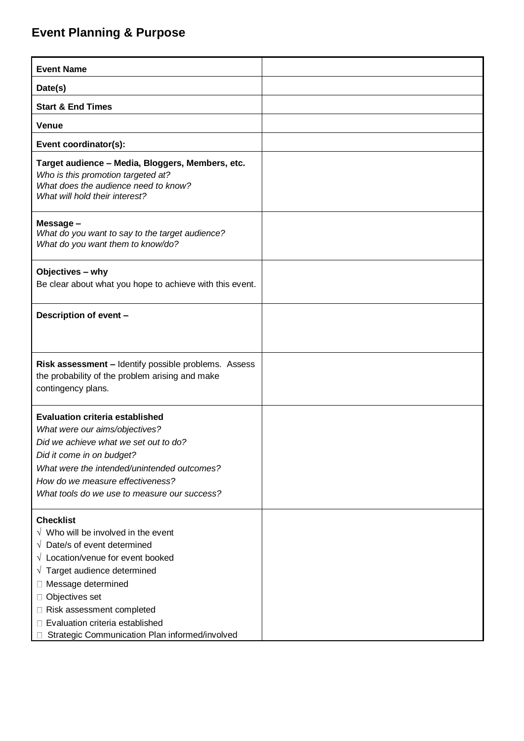# Event Planning & Purpose

| | |
|---|---|
| **Event Name** | |
| **Date(s)** | |
| **Start & End Times** | |
| **Venue** | |
| **Event coordinator(s):** | |
| **Target audience – Media, Bloggers, Members, etc.**<br>*Who is this promotion targeted at?*<br>*What does the audience need to know?*<br>*What will hold their interest?* | |
| **Message –**<br>*What do you want to say to the target audience?*<br>*What do you want them to know/do?* | |
| **Objectives – why**<br>Be clear about what you hope to achieve with this event. | |
| **Description of event –** | |
| **Risk assessment –** Identify possible problems. Assess the probability of the problem arising and make contingency plans. | |
| **Evaluation criteria established**<br>*What were our aims/objectives?*<br>*Did we achieve what we set out to do?*<br>*Did it come in on budget?*<br>*What were the intended/unintended outcomes?*<br>*How do we measure effectiveness?*<br>*What tools do we use to measure our success?* | |
| **Checklist**<br>√ Who will be involved in the event<br>√ Date/s of event determined<br>√ Location/venue for event booked<br>√ Target audience determined<br>□ Message determined<br>□ Objectives set<br>□ Risk assessment completed<br>□ Evaluation criteria established<br>□ Strategic Communication Plan informed/involved | |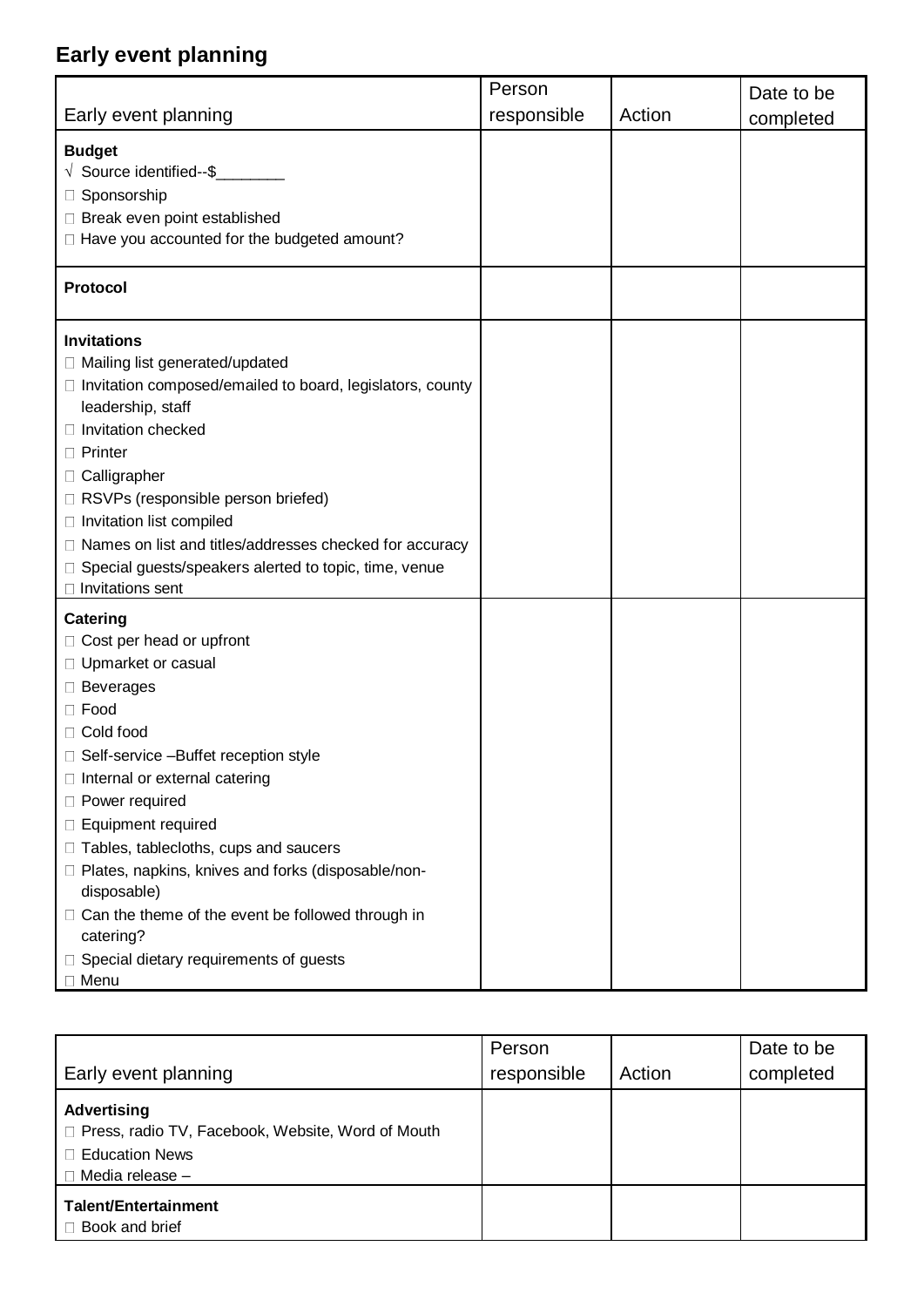## Early event planning

| Early event planning | Person responsible | Action | Date to be completed |
|---|---|---|---|
| **Budget**<br>√ Source identified--$________<br>☐ Sponsorship<br>☐ Break even point established<br>☐ Have you accounted for the budgeted amount? | | | |
| **Protocol** | | | |
| **Invitations**<br>☐ Mailing list generated/updated<br>☐ Invitation composed/emailed to board, legislators, county leadership, staff<br>☐ Invitation checked<br>☐ Printer<br>☐ Calligrapher<br>☐ RSVPs (responsible person briefed)<br>☐ Invitation list compiled<br>☐ Names on list and titles/addresses checked for accuracy<br>☐ Special guests/speakers alerted to topic, time, venue<br>☐ Invitations sent | | | |
| **Catering**<br>☐ Cost per head or upfront<br>☐ Upmarket or casual<br>☐ Beverages<br>☐ Food<br>☐ Cold food<br>☐ Self-service –Buffet reception style<br>☐ Internal or external catering<br>☐ Power required<br>☐ Equipment required<br>☐ Tables, tablecloths, cups and saucers<br>☐ Plates, napkins, knives and forks (disposable/non-disposable)<br>☐ Can the theme of the event be followed through in catering?<br>☐ Special dietary requirements of guests<br>☐ Menu | | | |

| Early event planning | Person responsible | Action | Date to be completed |
|---|---|---|---|
| **Advertising**<br>☐ Press, radio TV, Facebook, Website, Word of Mouth<br>☐ Education News<br>☐ Media release – | | | |
| **Talent/Entertainment**<br>☐ Book and brief | | | |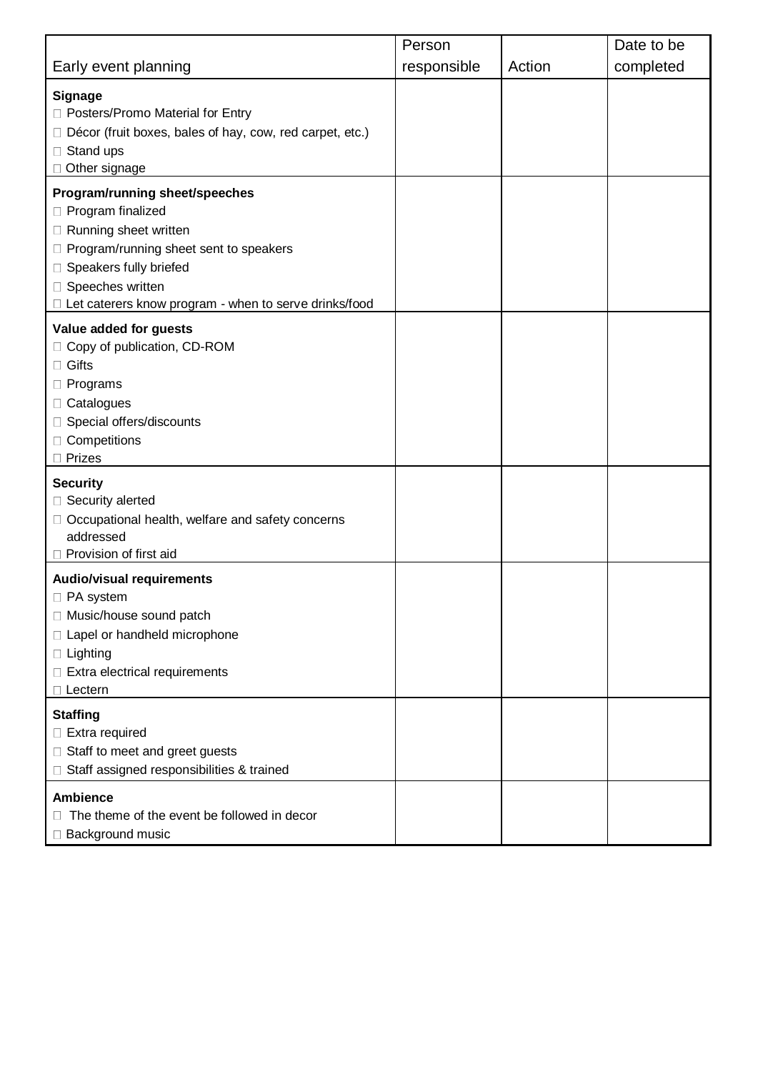| Early event planning | Person responsible | Action | Date to be completed |
|---|---|---|---|
| **Signage**<br>□ Posters/Promo Material for Entry<br>□ Décor (fruit boxes, bales of hay, cow, red carpet, etc.)<br>□ Stand ups<br>□ Other signage | | | |
| **Program/running sheet/speeches**<br>□ Program finalized<br>□ Running sheet written<br>□ Program/running sheet sent to speakers<br>□ Speakers fully briefed<br>□ Speeches written<br>□ Let caterers know program - when to serve drinks/food | | | |
| **Value added for guests**<br>□ Copy of publication, CD-ROM<br>□ Gifts<br>□ Programs<br>□ Catalogues<br>□ Special offers/discounts<br>□ Competitions<br>□ Prizes | | | |
| **Security**<br>□ Security alerted<br>□ Occupational health, welfare and safety concerns addressed<br>□ Provision of first aid | | | |
| **Audio/visual requirements**<br>□ PA system<br>□ Music/house sound patch<br>□ Lapel or handheld microphone<br>□ Lighting<br>□ Extra electrical requirements<br>□ Lectern | | | |
| **Staffing**<br>□ Extra required<br>□ Staff to meet and greet guests<br>□ Staff assigned responsibilities & trained | | | |
| **Ambience**<br>□ The theme of the event be followed in decor<br>□ Background music | | | |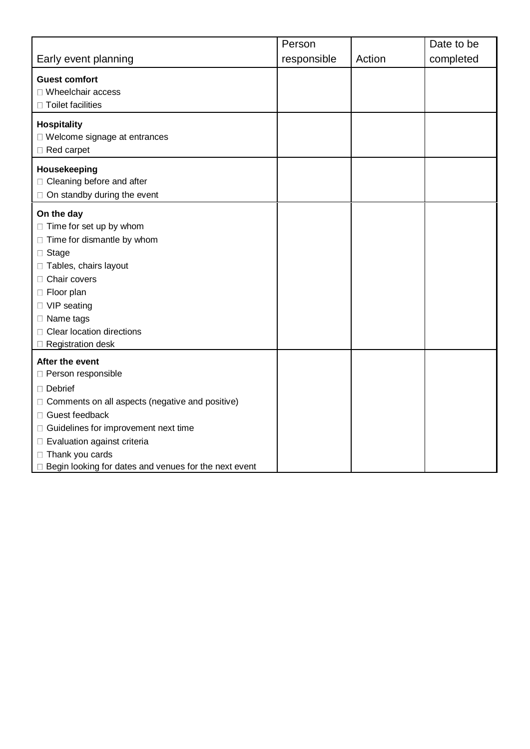| Early event planning | Person responsible | Action | Date to be completed |
|---|---|---|---|
| **Guest comfort**<br>□ Wheelchair access<br>□ Toilet facilities | | | |
| **Hospitality**<br>□ Welcome signage at entrances<br>□ Red carpet | | | |
| **Housekeeping**<br>□ Cleaning before and after<br>□ On standby during the event | | | |
| **On the day**<br>□ Time for set up by whom<br>□ Time for dismantle by whom<br>□ Stage<br>□ Tables, chairs layout<br>□ Chair covers<br>□ Floor plan<br>□ VIP seating<br>□ Name tags<br>□ Clear location directions<br>□ Registration desk | | | |
| **After the event**<br>□ Person responsible<br>□ Debrief<br>□ Comments on all aspects (negative and positive)<br>□ Guest feedback<br>□ Guidelines for improvement next time<br>□ Evaluation against criteria<br>□ Thank you cards<br>□ Begin looking for dates and venues for the next event | | | |